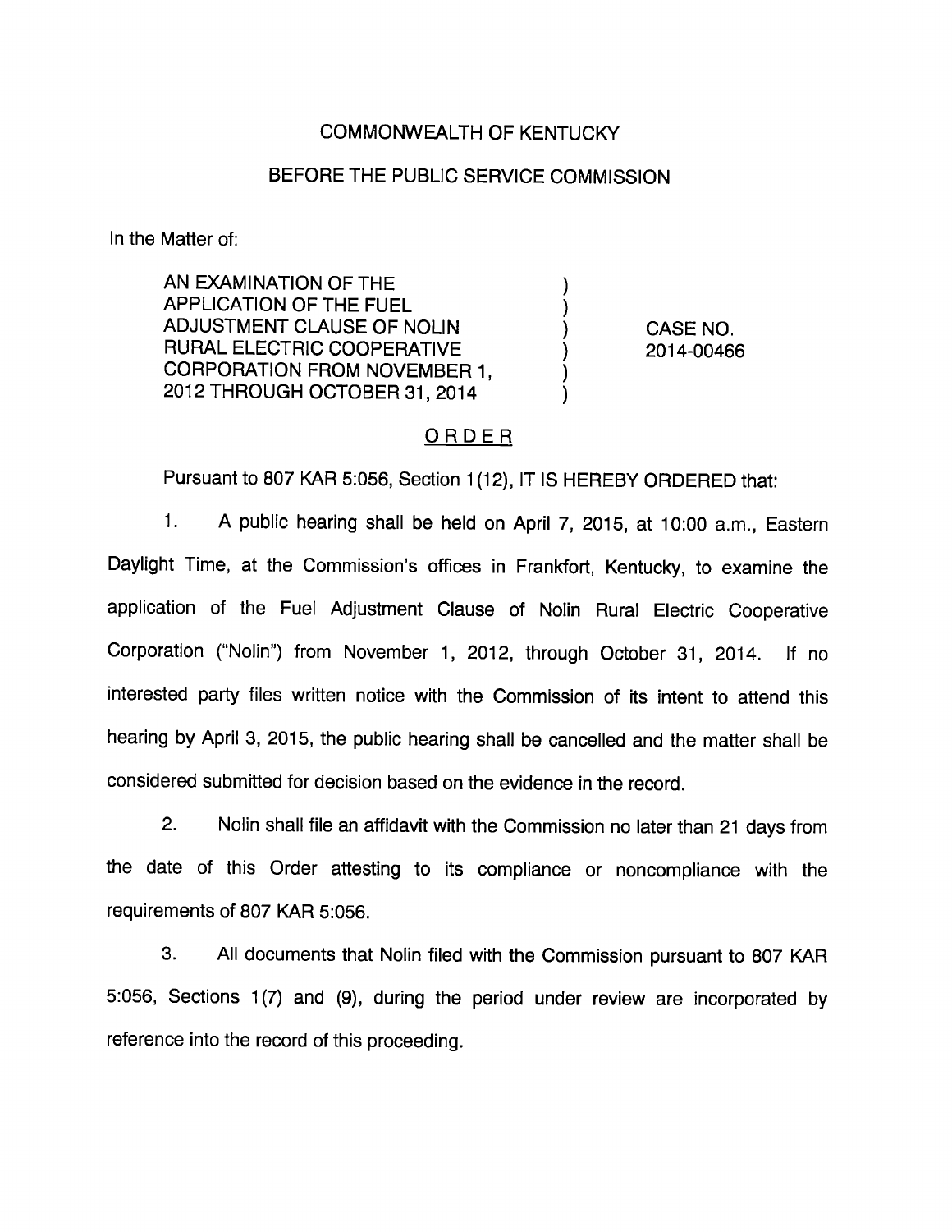COMMONWEALTH OF KENTUCKY

BEFORE THE PUBLIC SERVICE COMMISSION

In the Matter of:

| | | |
|---|---|---|
| AN EXAMINATION OF THE APPLICATION OF THE FUEL ADJUSTMENT CLAUSE OF NOLIN RURAL ELECTRIC COOPERATIVE CORPORATION FROM NOVEMBER 1, 2012 THROUGH OCTOBER 31, 2014 | ) | CASE NO. 2014-00466 |

## ORDER

Pursuant to 807 KAR 5:056, Section 1(12), IT IS HEREBY ORDERED that:

1. A public hearing shall be held on April 7, 2015, at 10:00 a.m., Eastern Daylight Time, at the Commission's offices in Frankfort, Kentucky, to examine the application of the Fuel Adjustment Clause of Nolin Rural Electric Cooperative Corporation ("Nolin") from November 1, 2012, through October 31, 2014. If no interested party files written notice with the Commission of its intent to attend this hearing by April 3, 2015, the public hearing shall be cancelled and the matter shall be considered submitted for decision based on the evidence in the record.

2. Nolin shall file an affidavit with the Commission no later than 21 days from the date of this Order attesting to its compliance or noncompliance with the requirements of 807 KAR 5:056.

3. All documents that Nolin filed with the Commission pursuant to 807 KAR 5:056, Sections 1(7) and (9), during the period under review are incorporated by reference into the record of this proceeding.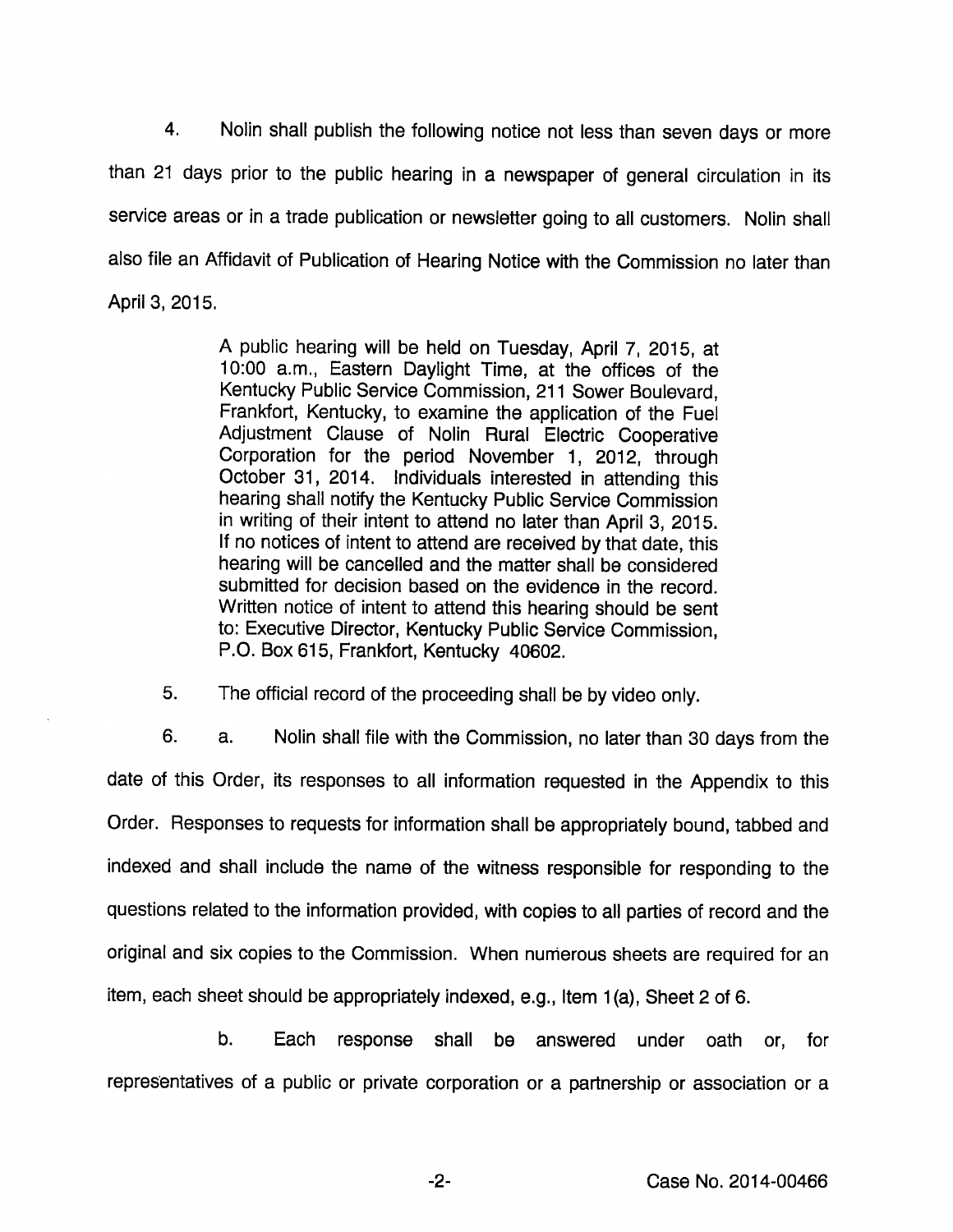4. Nolin shall publish the following notice not less than seven days or more than 21 days prior to the public hearing in a newspaper of general circulation in its service areas or in a trade publication or newsletter going to all customers. Nolin shall also file an Affidavit of Publication of Hearing Notice with the Commission no later than April 3, 2015.

> A public hearing will be held on Tuesday, April 7, 2015, at 10:00 a.m., Eastern Daylight Time, at the offices of the Kentucky Public Service Commission, 211 Sower Boulevard, Frankfort, Kentucky, to examine the application of the Fuel Adjustment Clause of Nolin Rural Electric Cooperative Corporation for the period November 1, 2012, through October 31, 2014. Individuals interested in attending this hearing shall notify the Kentucky Public Service Commission in writing of their intent to attend no later than April 3, 2015. If no notices of intent to attend are received by that date, this hearing will be cancelled and the matter shall be considered submitted for decision based on the evidence in the record. Written notice of intent to attend this hearing should be sent to: Executive Director, Kentucky Public Service Commission, P.O. Box 615, Frankfort, Kentucky 40602.

5. The official record of the proceeding shall be by video only.

6. a. Nolin shall file with the Commission, no later than 30 days from the date of this Order, its responses to all information requested in the Appendix to this Order. Responses to requests for information shall be appropriately bound, tabbed and indexed and shall include the name of the witness responsible for responding to the questions related to the information provided, with copies to all parties of record and the original and six copies to the Commission. When numerous sheets are required for an item, each sheet should be appropriately indexed, e.g., Item 1(a), Sheet 2 of 6.

b. Each response shall be answered under oath or, for representatives of a public or private corporation or a partnership or association or a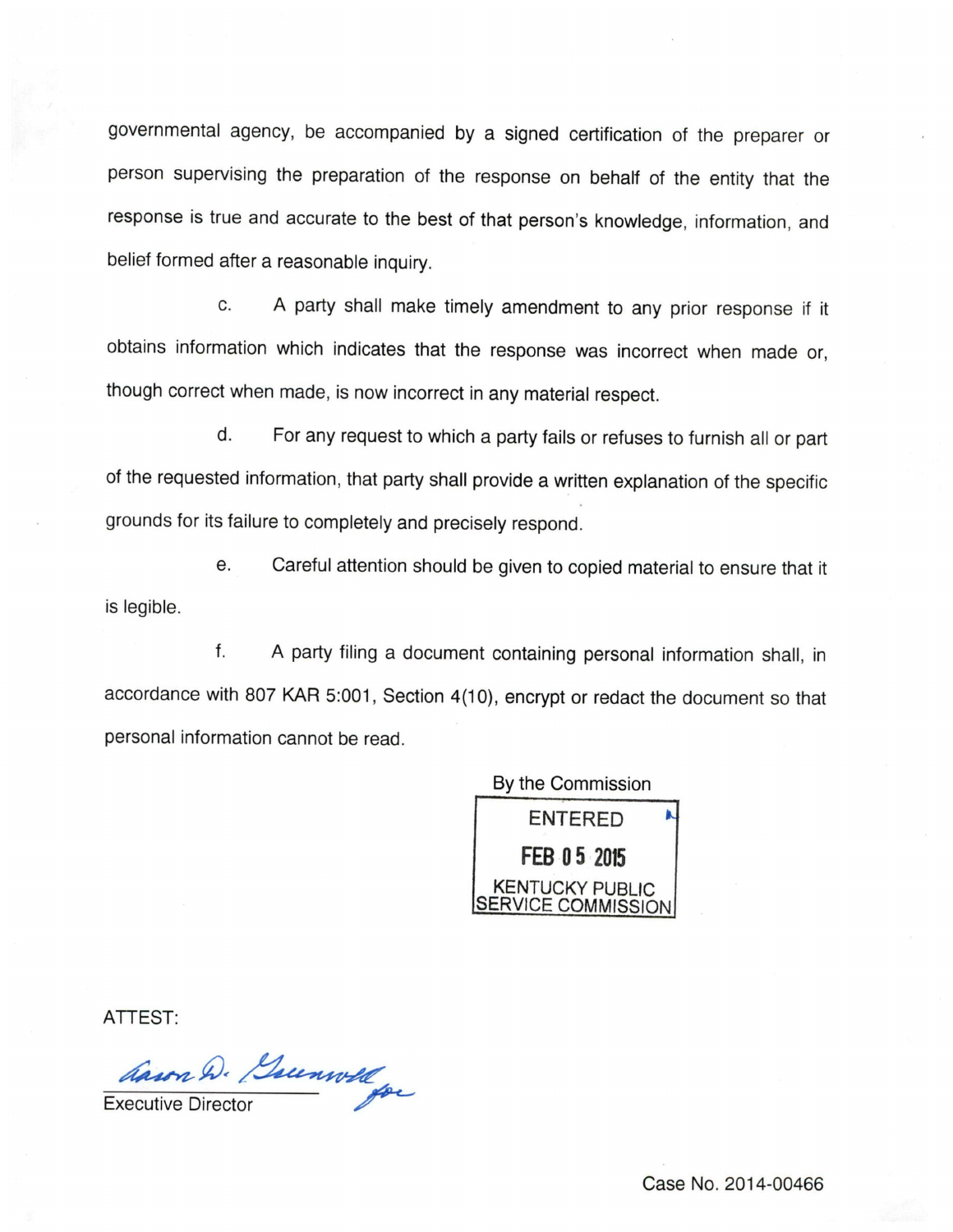governmental agency, be accompanied by a signed certification of the preparer or person supervising the preparation of the response on behalf of the entity that the response is true and accurate to the best of that person's knowledge, information, and belief formed after a reasonable inquiry.

c. A party shall make timely amendment to any prior response if it obtains information which indicates that the response was incorrect when made or, though correct when made, is now incorrect in any material respect.

d. For any request to which a party fails or refuses to furnish all or part of the requested information, that party shall provide a written explanation of the specific grounds for its failure to completely and precisely respond.

e. Careful attention should be given to copied material to ensure that it is legible.

f. A party filing a document containing personal information shall, in accordance with 807 KAR 5:001, Section 4(10), encrypt or redact the document so that personal information cannot be read.

By the Commission

ENTERED

FEB 05 2015

KENTUCKY PUBLIC SERVICE COMMISSION

ATTEST:

Aaron D. Greenwell for

Executive Director

Case No. 2014-00466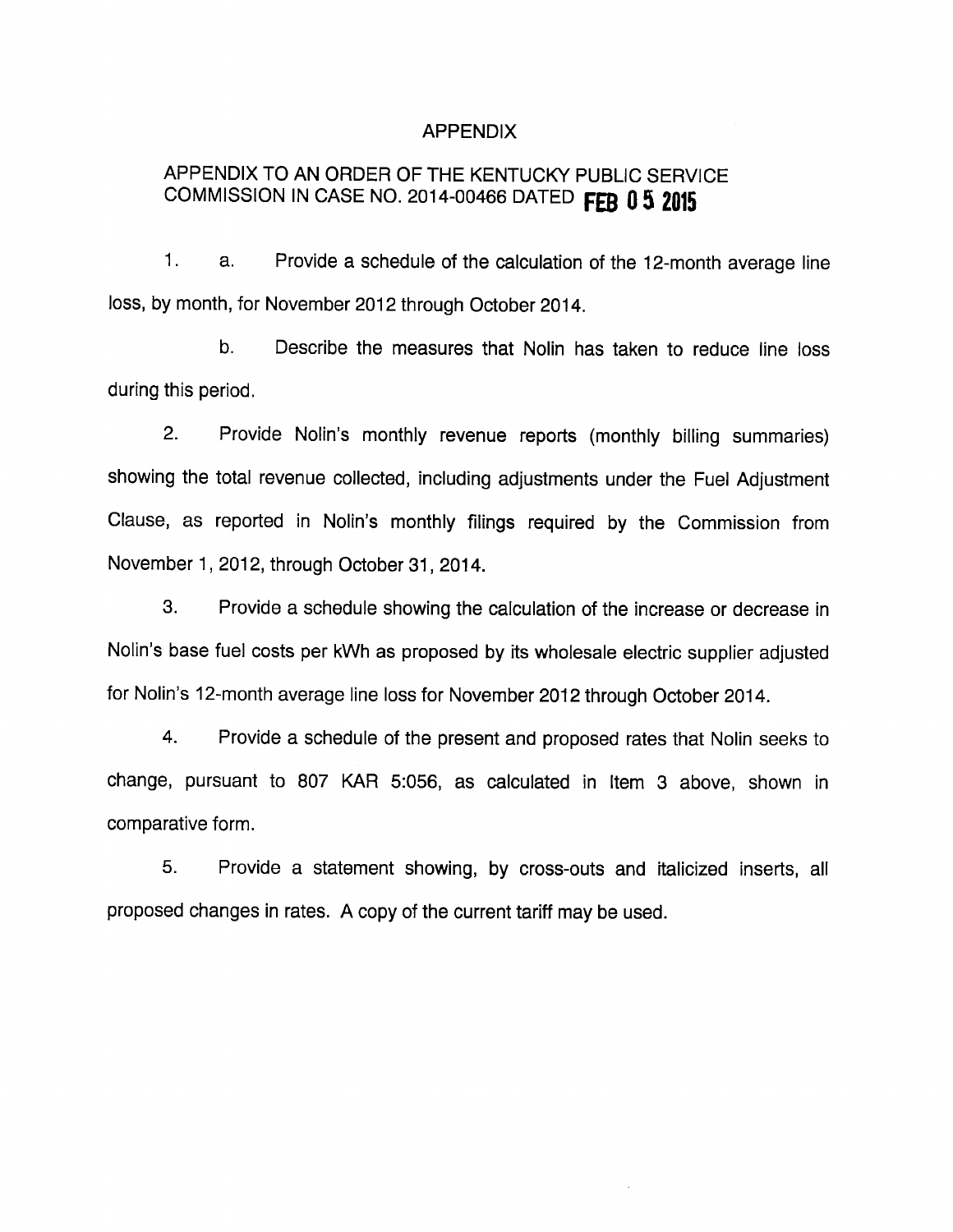# APPENDIX

## APPENDIX TO AN ORDER OF THE KENTUCKY PUBLIC SERVICE COMMISSION IN CASE NO. 2014-00466 DATED FEB 05 2015

1. a. Provide a schedule of the calculation of the 12-month average line loss, by month, for November 2012 through October 2014.

   b. Describe the measures that Nolin has taken to reduce line loss during this period.

2. Provide Nolin's monthly revenue reports (monthly billing summaries) showing the total revenue collected, including adjustments under the Fuel Adjustment Clause, as reported in Nolin's monthly filings required by the Commission from November 1, 2012, through October 31, 2014.

3. Provide a schedule showing the calculation of the increase or decrease in Nolin's base fuel costs per kWh as proposed by its wholesale electric supplier adjusted for Nolin's 12-month average line loss for November 2012 through October 2014.

4. Provide a schedule of the present and proposed rates that Nolin seeks to change, pursuant to 807 KAR 5:056, as calculated in Item 3 above, shown in comparative form.

5. Provide a statement showing, by cross-outs and italicized inserts, all proposed changes in rates. A copy of the current tariff may be used.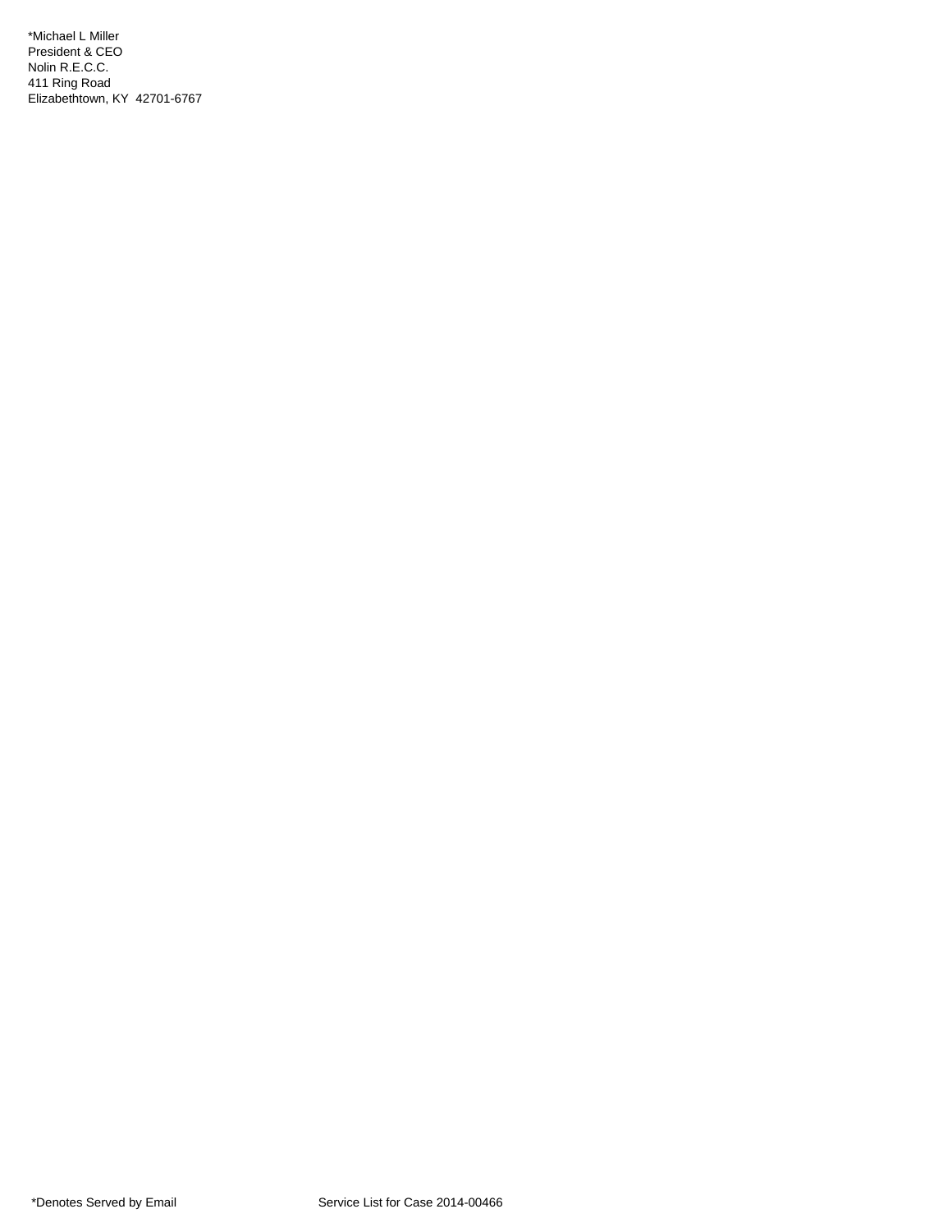*Michael L Miller
President & CEO
Nolin R.E.C.C.
411 Ring Road
Elizabethtown, KY 42701-6767